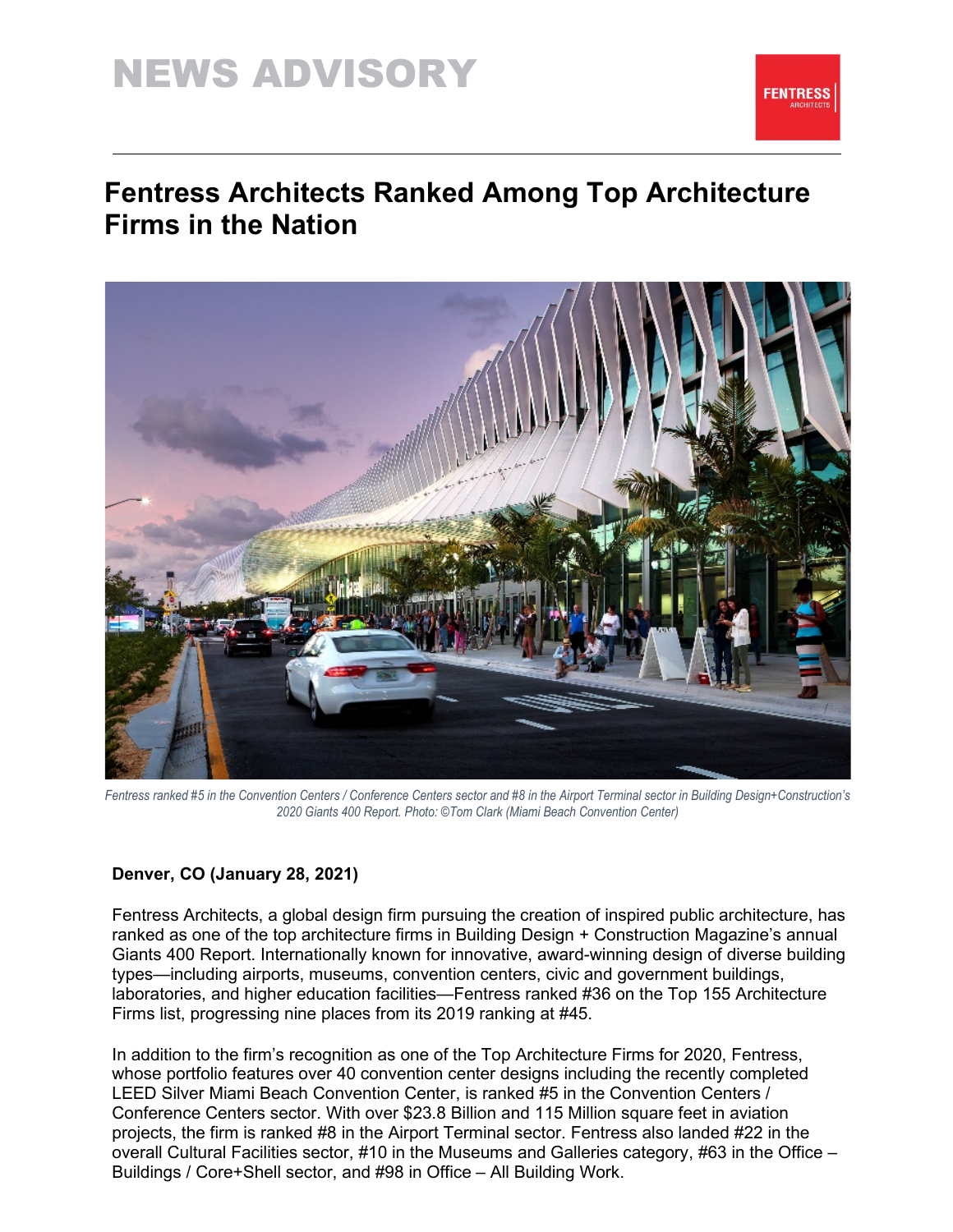# NEWS ADVISORY

## Fentress Architects Ranked Among Top Architecture Firms in the Nation

*Fentress ranked #5 in the Convention Centers / Conference Centers sector and #8 in the Airport Terminal sector in Building Design+Construction's 2020 Giants 400 Report. Photo: ©Tom Clark (Miami Beach Convention Center)*

**Denver, CO (January 28, 2021)**

Fentress Architects, a global design firm pursuing the creation of inspired public architecture, has ranked as one of the top architecture firms in Building Design + Construction Magazine's annual Giants 400 Report. Internationally known for innovative, award-winning design of diverse building types—including airports, museums, convention centers, civic and government buildings, laboratories, and higher education facilities—Fentress ranked #36 on the Top 155 Architecture Firms list, progressing nine places from its 2019 ranking at #45.

In addition to the firm's recognition as one of the Top Architecture Firms for 2020, Fentress, whose portfolio features over 40 convention center designs including the recently completed LEED Silver Miami Beach Convention Center, is ranked #5 in the Convention Centers / Conference Centers sector. With over $23.8 Billion and 115 Million square feet in aviation projects, the firm is ranked #8 in the Airport Terminal sector. Fentress also landed #22 in the overall Cultural Facilities sector, #10 in the Museums and Galleries category, #63 in the Office – Buildings / Core+Shell sector, and #98 in Office – All Building Work.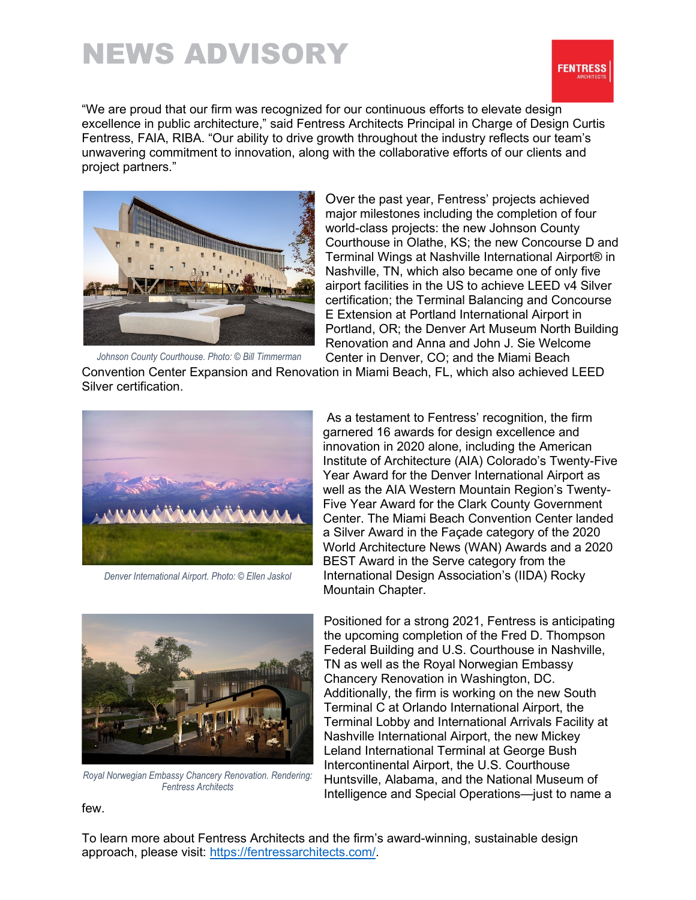# NEWS ADVISORY

"We are proud that our firm was recognized for our continuous efforts to elevate design excellence in public architecture," said Fentress Architects Principal in Charge of Design Curtis Fentress, FAIA, RIBA. "Our ability to drive growth throughout the industry reflects our team's unwavering commitment to innovation, along with the collaborative efforts of our clients and project partners."

*Johnson County Courthouse. Photo: © Bill Timmerman*

Over the past year, Fentress' projects achieved major milestones including the completion of four world-class projects: the new Johnson County Courthouse in Olathe, KS; the new Concourse D and Terminal Wings at Nashville International Airport® in Nashville, TN, which also became one of only five airport facilities in the US to achieve LEED v4 Silver certification; the Terminal Balancing and Concourse E Extension at Portland International Airport in Portland, OR; the Denver Art Museum North Building Renovation and Anna and John J. Sie Welcome Center in Denver, CO; and the Miami Beach Convention Center Expansion and Renovation in Miami Beach, FL, which also achieved LEED Silver certification.

*Denver International Airport. Photo: © Ellen Jaskol*

As a testament to Fentress' recognition, the firm garnered 16 awards for design excellence and innovation in 2020 alone, including the American Institute of Architecture (AIA) Colorado's Twenty-Five Year Award for the Denver International Airport as well as the AIA Western Mountain Region's Twenty-Five Year Award for the Clark County Government Center. The Miami Beach Convention Center landed a Silver Award in the Façade category of the 2020 World Architecture News (WAN) Awards and a 2020 BEST Award in the Serve category from the International Design Association's (IIDA) Rocky Mountain Chapter.

*Royal Norwegian Embassy Chancery Renovation. Rendering: Fentress Architects*

Positioned for a strong 2021, Fentress is anticipating the upcoming completion of the Fred D. Thompson Federal Building and U.S. Courthouse in Nashville, TN as well as the Royal Norwegian Embassy Chancery Renovation in Washington, DC. Additionally, the firm is working on the new South Terminal C at Orlando International Airport, the Terminal Lobby and International Arrivals Facility at Nashville International Airport, the new Mickey Leland International Terminal at George Bush Intercontinental Airport, the U.S. Courthouse Huntsville, Alabama, and the National Museum of Intelligence and Special Operations—just to name a few.

To learn more about Fentress Architects and the firm's award-winning, sustainable design approach, please visit: [https://fentressarchitects.com/](https://fentressarchitects.com/).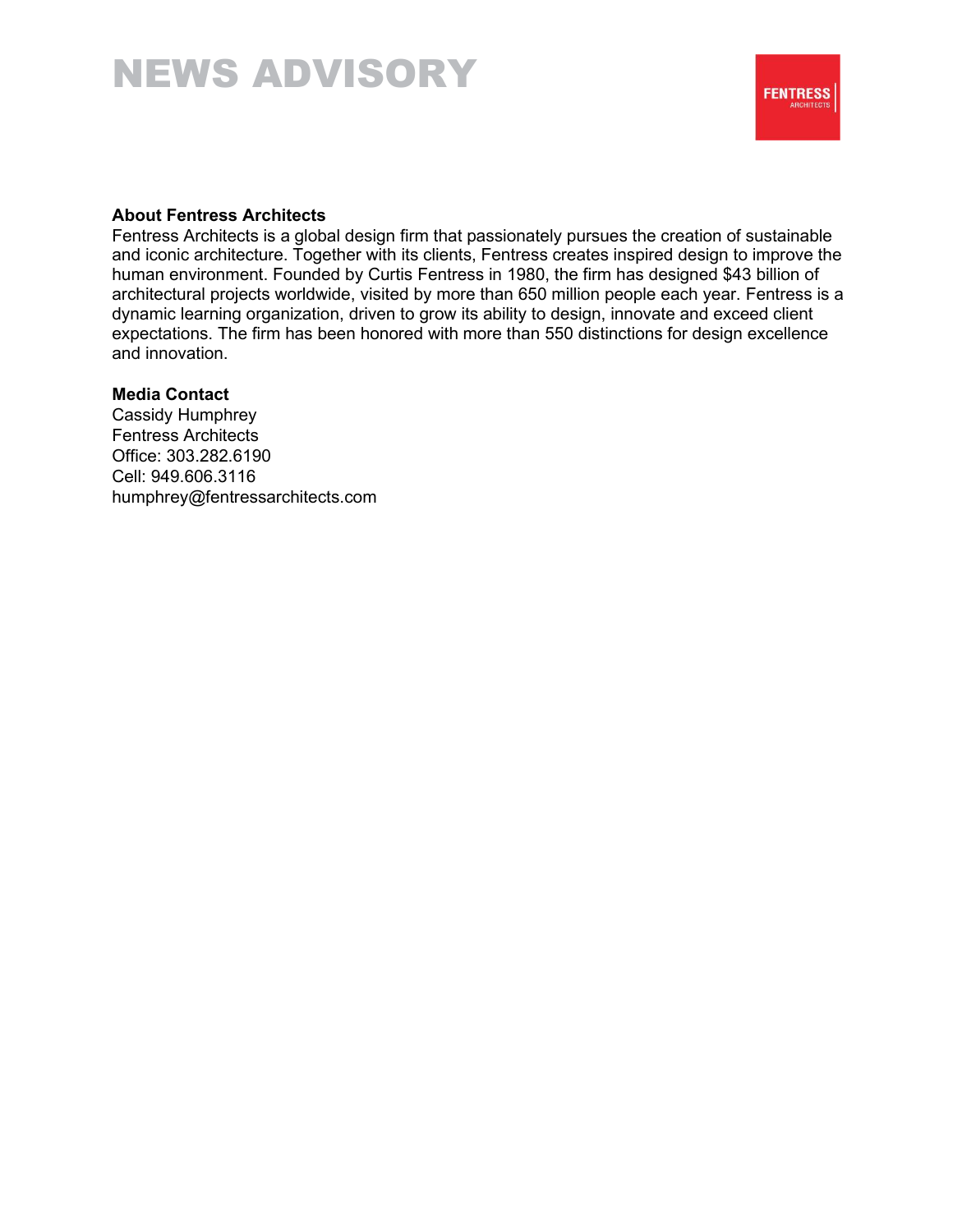**About Fentress Architects**

Fentress Architects is a global design firm that passionately pursues the creation of sustainable and iconic architecture. Together with its clients, Fentress creates inspired design to improve the human environment. Founded by Curtis Fentress in 1980, the firm has designed $43 billion of architectural projects worldwide, visited by more than 650 million people each year. Fentress is a dynamic learning organization, driven to grow its ability to design, innovate and exceed client expectations. The firm has been honored with more than 550 distinctions for design excellence and innovation.

**Media Contact**

Cassidy Humphrey
Fentress Architects
Office: 303.282.6190
Cell: 949.606.3116
humphrey@fentressarchitects.com